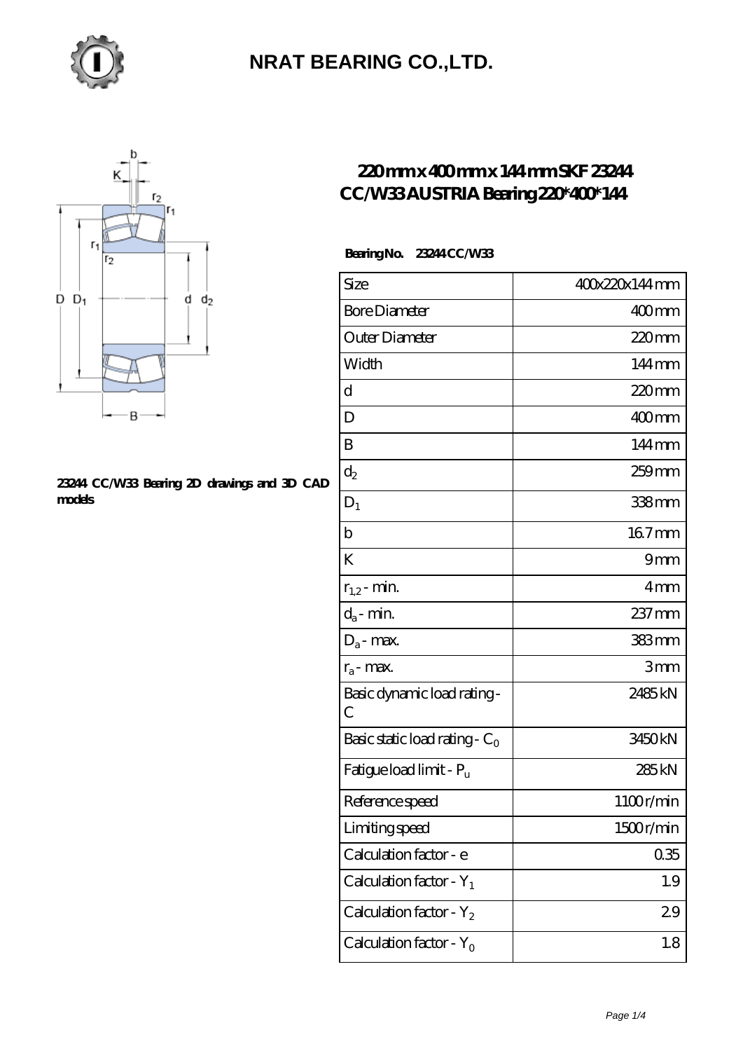# NRAT BEARING CO.,LTD.

## 220 mm x 400 mm x 144 mm SKF 23244 CC/W33 AUSTRIA Bearing 220*400*144

23244 CC/W33 Bearing 2D drawings and 3D CAD models

**Bearing No. 23244 CC/W33**

| Size | 400x220x144 mm |
| --- | --- |
| Bore Diameter | 400 mm |
| Outer Diameter | 220 mm |
| Width | 144 mm |
| d | 220 mm |
| D | 400 mm |
| B | 144 mm |
| $d_2$ | 259 mm |
| $D_1$ | 338 mm |
| b | 16.7 mm |
| K | 9 mm |
| $r_{1,2}$ - min. | 4 mm |
| $d_a$ - min. | 237 mm |
| $D_a$ - max. | 383 mm |
| $r_a$ - max. | 3 mm |
| Basic dynamic load rating - C | 2485 kN |
| Basic static load rating - $C_0$ | 3450 kN |
| Fatigue load limit - $P_u$ | 285 kN |
| Reference speed | 1100 r/min |
| Limiting speed | 1500 r/min |
| Calculation factor - e | 0.35 |
| Calculation factor - $Y_1$ | 1.9 |
| Calculation factor - $Y_2$ | 2.9 |
| Calculation factor - $Y_0$ | 1.8 |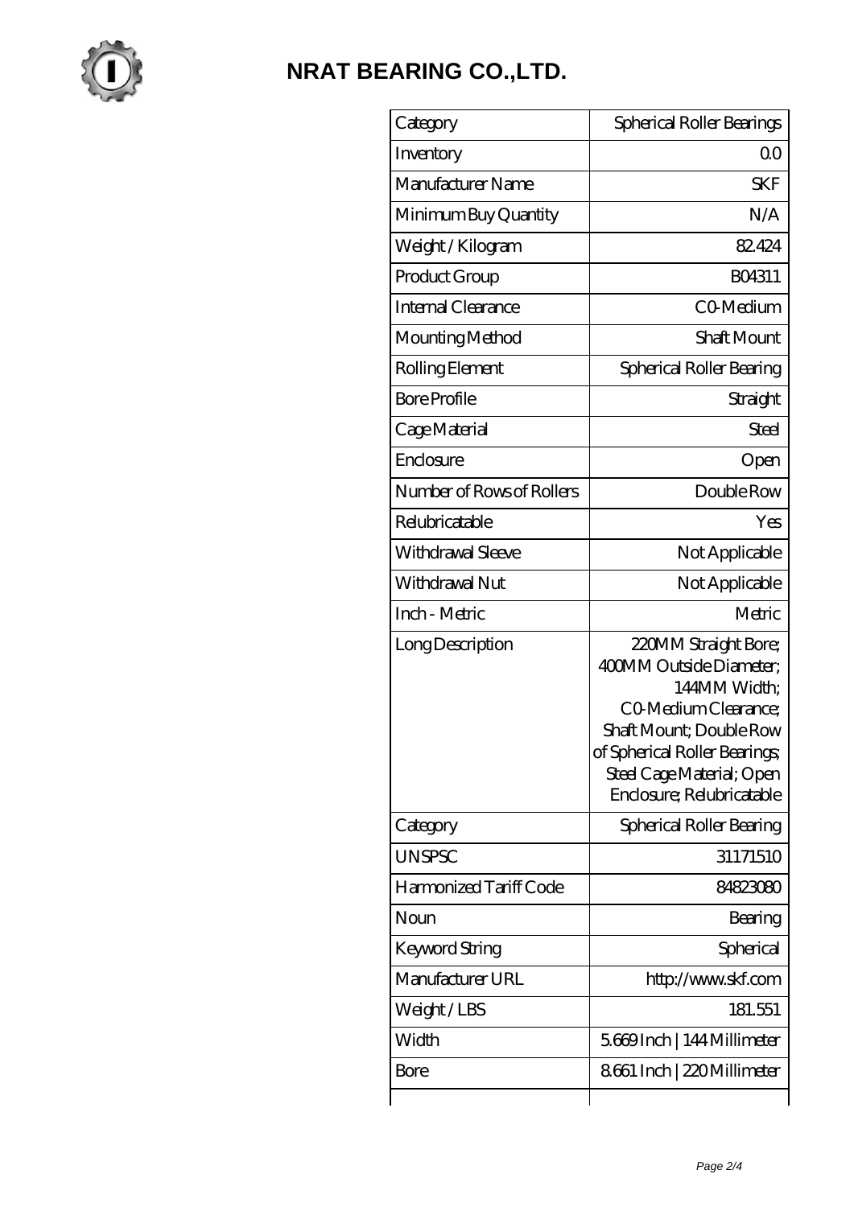# NRAT BEARING CO.,LTD.

| Category | Spherical Roller Bearings |
|---|---|
| Inventory | 0.0 |
| Manufacturer Name | SKF |
| Minimum Buy Quantity | N/A |
| Weight / Kilogram | 82.424 |
| Product Group | B04311 |
| Internal Clearance | C0-Medium |
| Mounting Method | Shaft Mount |
| Rolling Element | Spherical Roller Bearing |
| Bore Profile | Straight |
| Cage Material | Steel |
| Enclosure | Open |
| Number of Rows of Rollers | Double Row |
| Relubricatable | Yes |
| Withdrawal Sleeve | Not Applicable |
| Withdrawal Nut | Not Applicable |
| Inch - Metric | Metric |
| Long Description | 220MM Straight Bore; 400MM Outside Diameter; 144MM Width; C0-Medium Clearance; Shaft Mount; Double Row of Spherical Roller Bearings; Steel Cage Material; Open Enclosure; Relubricatable |
| Category | Spherical Roller Bearing |
| UNSPSC | 31171510 |
| Harmonized Tariff Code | 84823080 |
| Noun | Bearing |
| Keyword String | Spherical |
| Manufacturer URL | http://www.skf.com |
| Weight / LBS | 181.551 |
| Width | 5.669 Inch \| 144 Millimeter |
| Bore | 8.661 Inch \| 220 Millimeter |
| | |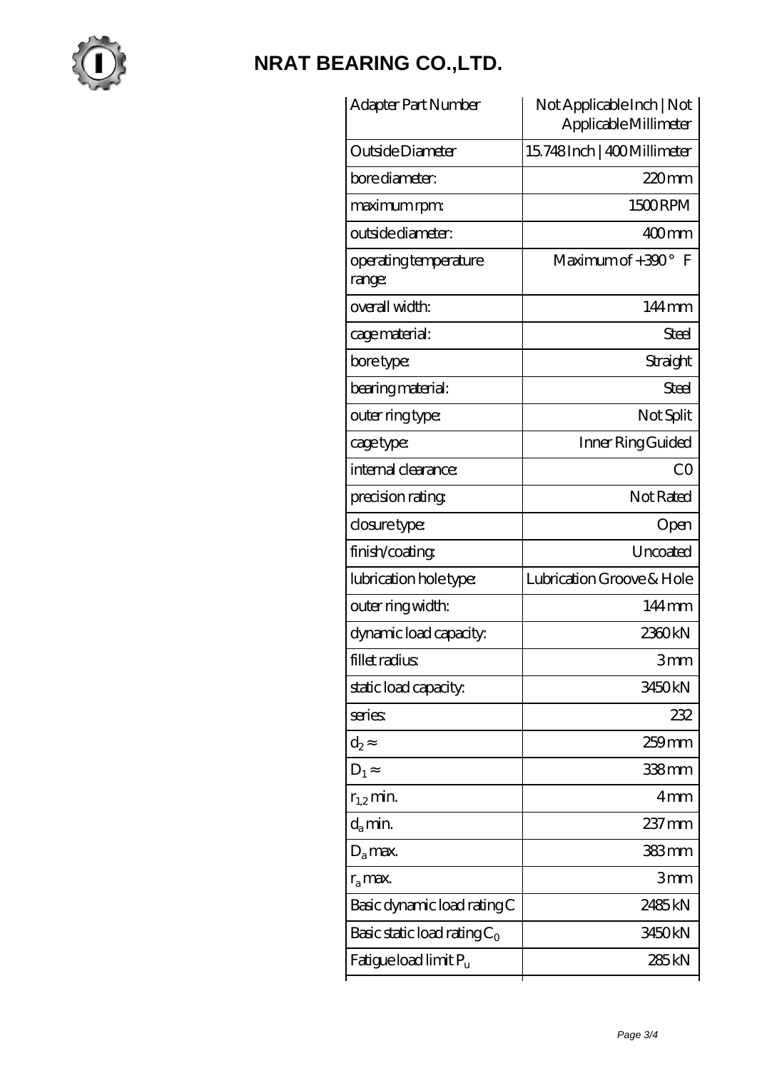# NRAT BEARING CO.,LTD.

| Adapter Part Number | Not Applicable Inch \| Not Applicable Millimeter |
| --- | --- |
| Outside Diameter | 15.748 Inch \| 400 Millimeter |
| bore diameter: | 220 mm |
| maximum rpm: | 1500 RPM |
| outside diameter: | 400 mm |
| operating temperature range: | Maximum of +390 ° F |
| overall width: | 144 mm |
| cage material: | Steel |
| bore type: | Straight |
| bearing material: | Steel |
| outer ring type: | Not Split |
| cage type: | Inner Ring Guided |
| internal clearance: | C0 |
| precision rating: | Not Rated |
| closure type: | Open |
| finish/coating: | Uncoated |
| lubrication hole type: | Lubrication Groove & Hole |
| outer ring width: | 144 mm |
| dynamic load capacity: | 2360 kN |
| fillet radius: | 3 mm |
| static load capacity: | 3450 kN |
| series: | 232 |
| $d_2 \approx$ | 259 mm |
| $D_1 \approx$ | 338 mm |
| $r_{1,2}$ min. | 4 mm |
| $d_a$ min. | 237 mm |
| $D_a$ max. | 383 mm |
| $r_a$ max. | 3 mm |
| Basic dynamic load rating C | 2485 kN |
| Basic static load rating $C_0$ | 3450 kN |
| Fatigue load limit $P_u$ | 285 kN |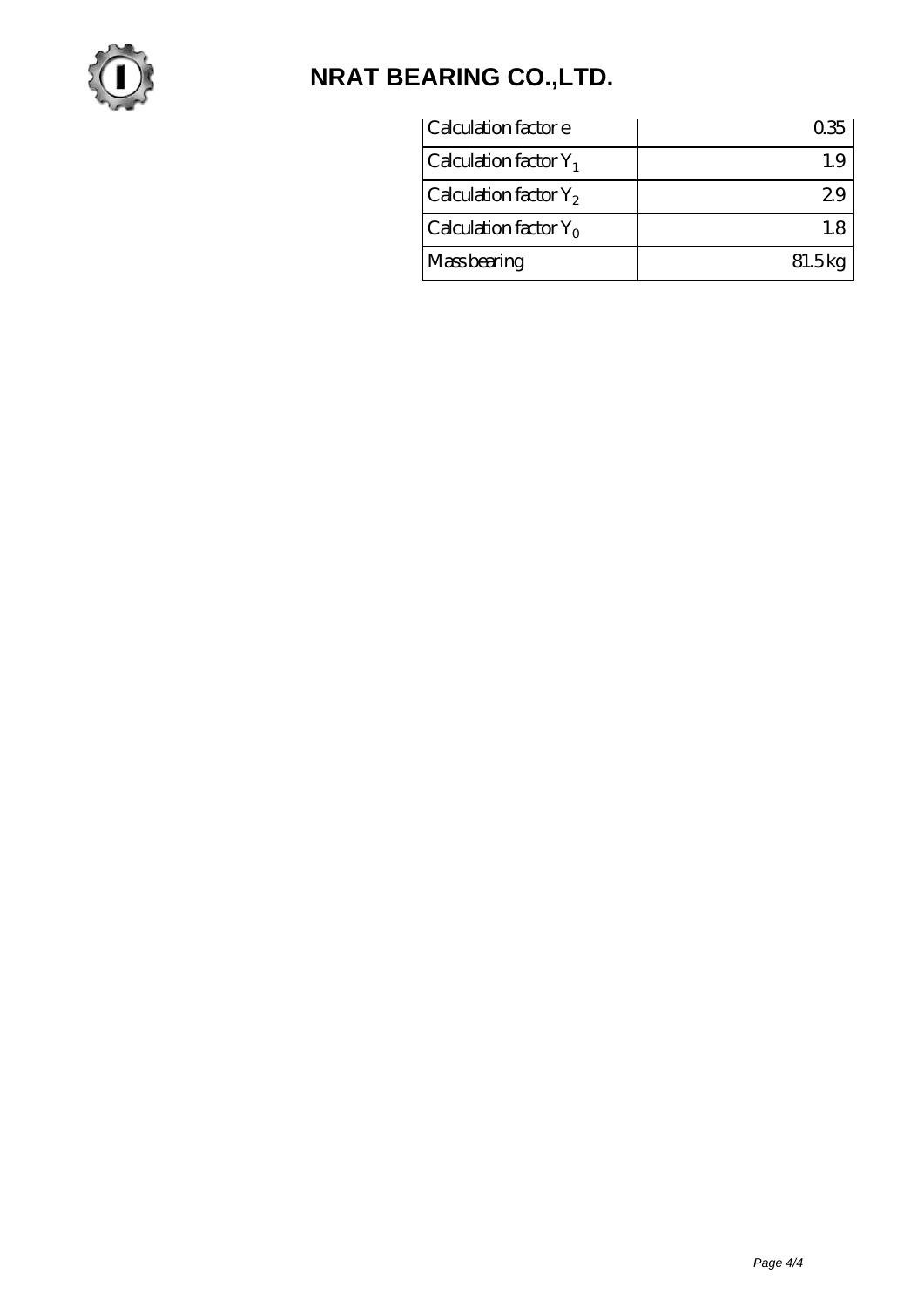| | |
|---|---|
| Calculation factor e | 0.35 |
| Calculation factor $Y_1$ | 1.9 |
| Calculation factor $Y_2$ | 2.9 |
| Calculation factor $Y_0$ | 1.8 |
| Mass bearing | 81.5 kg |